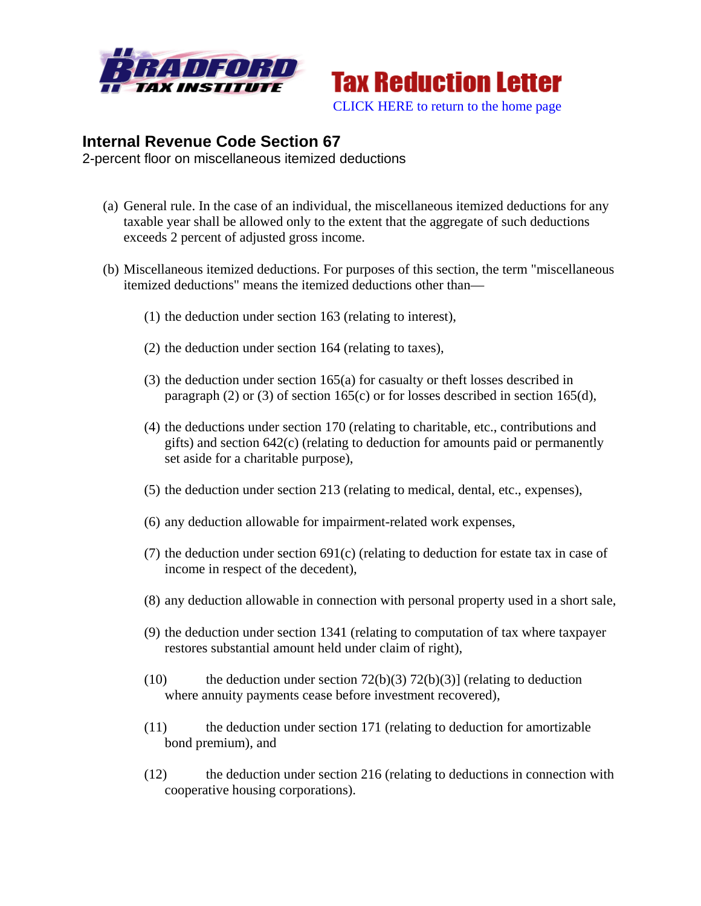Bradford Tax Institute

Tax Reduction Letter

CLICK HERE to return to the home page

# Internal Revenue Code Section 67

2-percent floor on miscellaneous itemized deductions

(a) General rule. In the case of an individual, the miscellaneous itemized deductions for any taxable year shall be allowed only to the extent that the aggregate of such deductions exceeds 2 percent of adjusted gross income.

(b) Miscellaneous itemized deductions. For purposes of this section, the term "miscellaneous itemized deductions" means the itemized deductions other than—

(1) the deduction under section 163 (relating to interest),

(2) the deduction under section 164 (relating to taxes),

(3) the deduction under section 165(a) for casualty or theft losses described in paragraph (2) or (3) of section 165(c) or for losses described in section 165(d),

(4) the deductions under section 170 (relating to charitable, etc., contributions and gifts) and section 642(c) (relating to deduction for amounts paid or permanently set aside for a charitable purpose),

(5) the deduction under section 213 (relating to medical, dental, etc., expenses),

(6) any deduction allowable for impairment-related work expenses,

(7) the deduction under section 691(c) (relating to deduction for estate tax in case of income in respect of the decedent),

(8) any deduction allowable in connection with personal property used in a short sale,

(9) the deduction under section 1341 (relating to computation of tax where taxpayer restores substantial amount held under claim of right),

(10) the deduction under section 72(b)(3) 72(b)(3)] (relating to deduction where annuity payments cease before investment recovered),

(11) the deduction under section 171 (relating to deduction for amortizable bond premium), and

(12) the deduction under section 216 (relating to deductions in connection with cooperative housing corporations).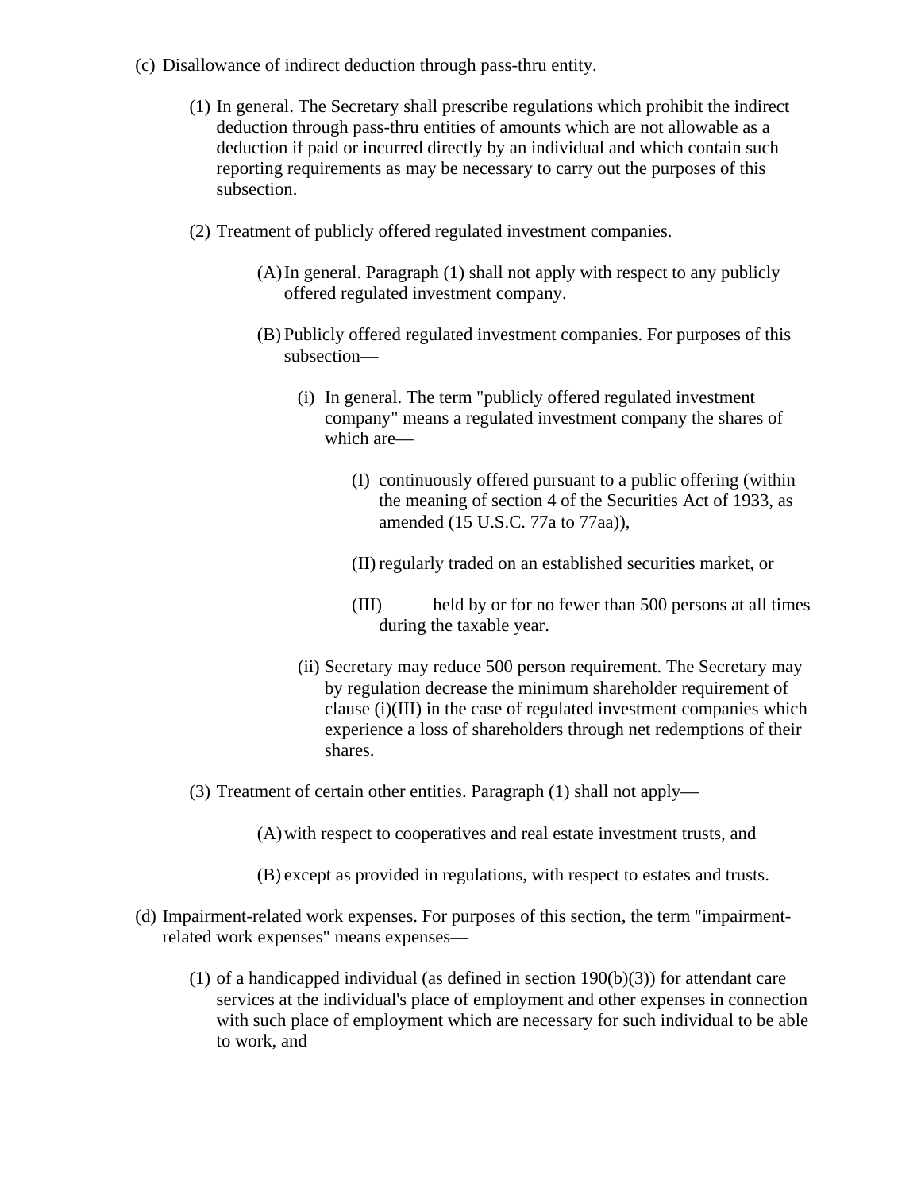(c) Disallowance of indirect deduction through pass-thru entity.

   (1) In general. The Secretary shall prescribe regulations which prohibit the indirect deduction through pass-thru entities of amounts which are not allowable as a deduction if paid or incurred directly by an individual and which contain such reporting requirements as may be necessary to carry out the purposes of this subsection.

   (2) Treatment of publicly offered regulated investment companies.

      (A) In general. Paragraph (1) shall not apply with respect to any publicly offered regulated investment company.

      (B) Publicly offered regulated investment companies. For purposes of this subsection—

         (i) In general. The term "publicly offered regulated investment company" means a regulated investment company the shares of which are—

            (I) continuously offered pursuant to a public offering (within the meaning of section 4 of the Securities Act of 1933, as amended (15 U.S.C. 77a to 77aa)),

            (II) regularly traded on an established securities market, or

            (III) held by or for no fewer than 500 persons at all times during the taxable year.

         (ii) Secretary may reduce 500 person requirement. The Secretary may by regulation decrease the minimum shareholder requirement of clause (i)(III) in the case of regulated investment companies which experience a loss of shareholders through net redemptions of their shares.

   (3) Treatment of certain other entities. Paragraph (1) shall not apply—

      (A) with respect to cooperatives and real estate investment trusts, and

      (B) except as provided in regulations, with respect to estates and trusts.

(d) Impairment-related work expenses. For purposes of this section, the term "impairment-related work expenses" means expenses—

   (1) of a handicapped individual (as defined in section 190(b)(3)) for attendant care services at the individual's place of employment and other expenses in connection with such place of employment which are necessary for such individual to be able to work, and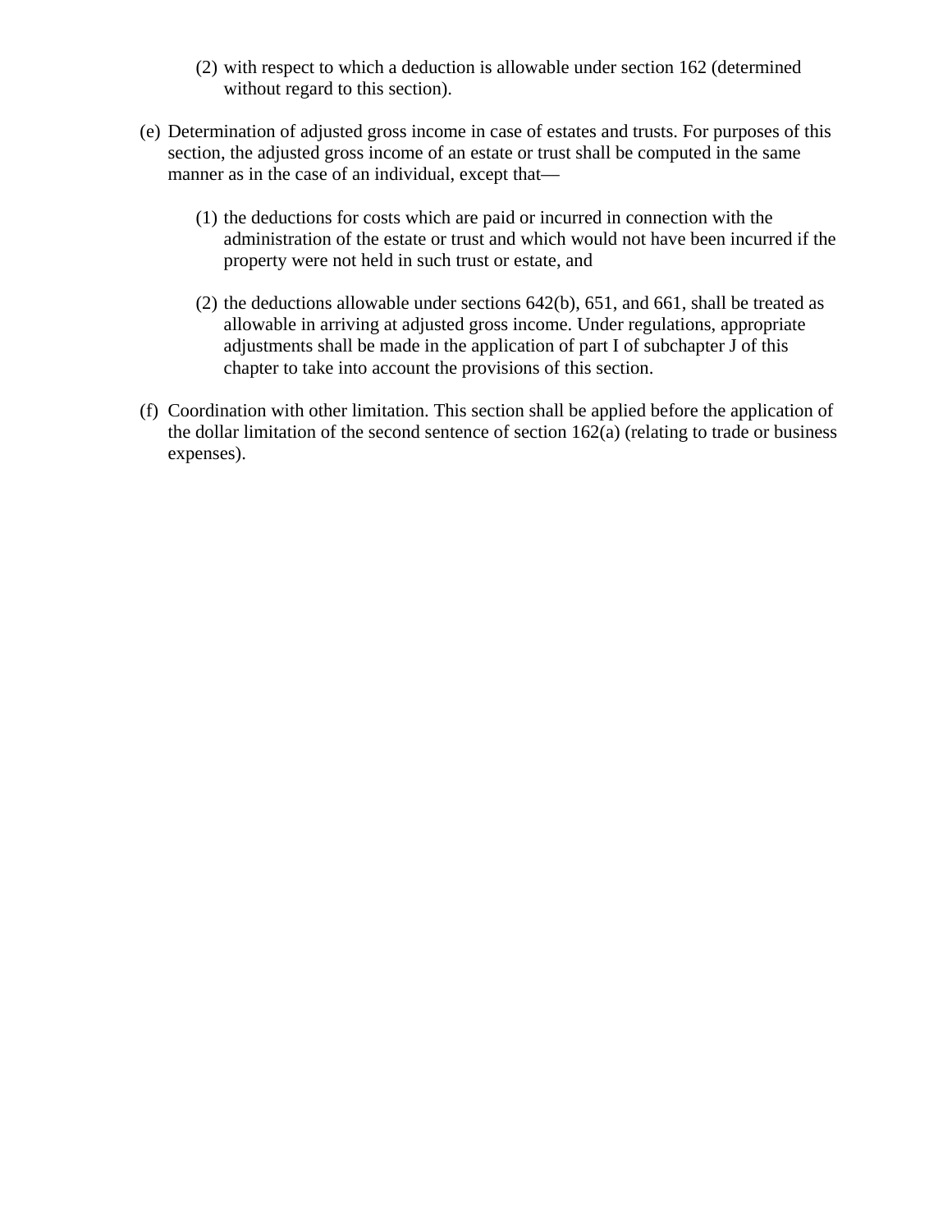(2) with respect to which a deduction is allowable under section 162 (determined without regard to this section).

(e) Determination of adjusted gross income in case of estates and trusts. For purposes of this section, the adjusted gross income of an estate or trust shall be computed in the same manner as in the case of an individual, except that—

(1) the deductions for costs which are paid or incurred in connection with the administration of the estate or trust and which would not have been incurred if the property were not held in such trust or estate, and

(2) the deductions allowable under sections 642(b), 651, and 661, shall be treated as allowable in arriving at adjusted gross income. Under regulations, appropriate adjustments shall be made in the application of part I of subchapter J of this chapter to take into account the provisions of this section.

(f) Coordination with other limitation. This section shall be applied before the application of the dollar limitation of the second sentence of section 162(a) (relating to trade or business expenses).